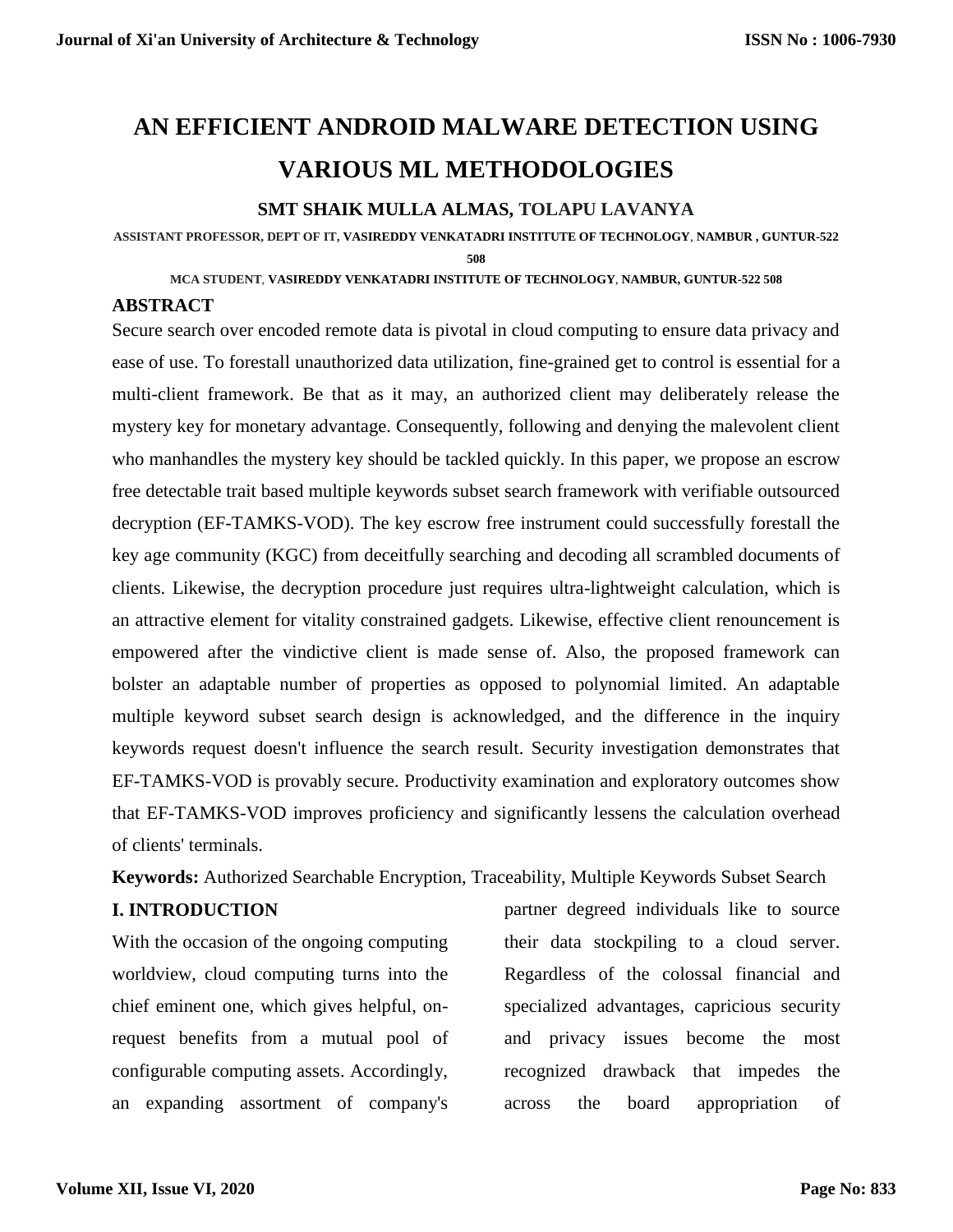# AN EFFICIENT ANDROID MALWARE DETECTION USING VARIOUS ML METHODOLOGIES

**SMT SHAIK MULLA ALMAS, TOLAPU LAVANYA**

ASSISTANT PROFESSOR, DEPT OF IT, VASIREDDY VENKATADRI INSTITUTE OF TECHNOLOGY, NAMBUR , GUNTUR-522 508

MCA STUDENT, VASIREDDY VENKATADRI INSTITUTE OF TECHNOLOGY, NAMBUR, GUNTUR-522 508

## ABSTRACT

Secure search over encoded remote data is pivotal in cloud computing to ensure data privacy and ease of use. To forestall unauthorized data utilization, fine-grained get to control is essential for a multi-client framework. Be that as it may, an authorized client may deliberately release the mystery key for monetary advantage. Consequently, following and denying the malevolent client who manhandles the mystery key should be tackled quickly. In this paper, we propose an escrow free detectable trait based multiple keywords subset search framework with verifiable outsourced decryption (EF-TAMKS-VOD). The key escrow free instrument could successfully forestall the key age community (KGC) from deceitfully searching and decoding all scrambled documents of clients. Likewise, the decryption procedure just requires ultra-lightweight calculation, which is an attractive element for vitality constrained gadgets. Likewise, effective client renouncement is empowered after the vindictive client is made sense of. Also, the proposed framework can bolster an adaptable number of properties as opposed to polynomial limited. An adaptable multiple keyword subset search design is acknowledged, and the difference in the inquiry keywords request doesn't influence the search result. Security investigation demonstrates that EF-TAMKS-VOD is provably secure. Productivity examination and exploratory outcomes show that EF-TAMKS-VOD improves proficiency and significantly lessens the calculation overhead of clients' terminals.

**Keywords:** Authorized Searchable Encryption, Traceability, Multiple Keywords Subset Search

## I. INTRODUCTION

With the occasion of the ongoing computing worldview, cloud computing turns into the chief eminent one, which gives helpful, on-request benefits from a mutual pool of configurable computing assets. Accordingly, an expanding assortment of company's partner degreed individuals like to source their data stockpiling to a cloud server. Regardless of the colossal financial and specialized advantages, capricious security and privacy issues become the most recognized drawback that impedes the across the board appropriation of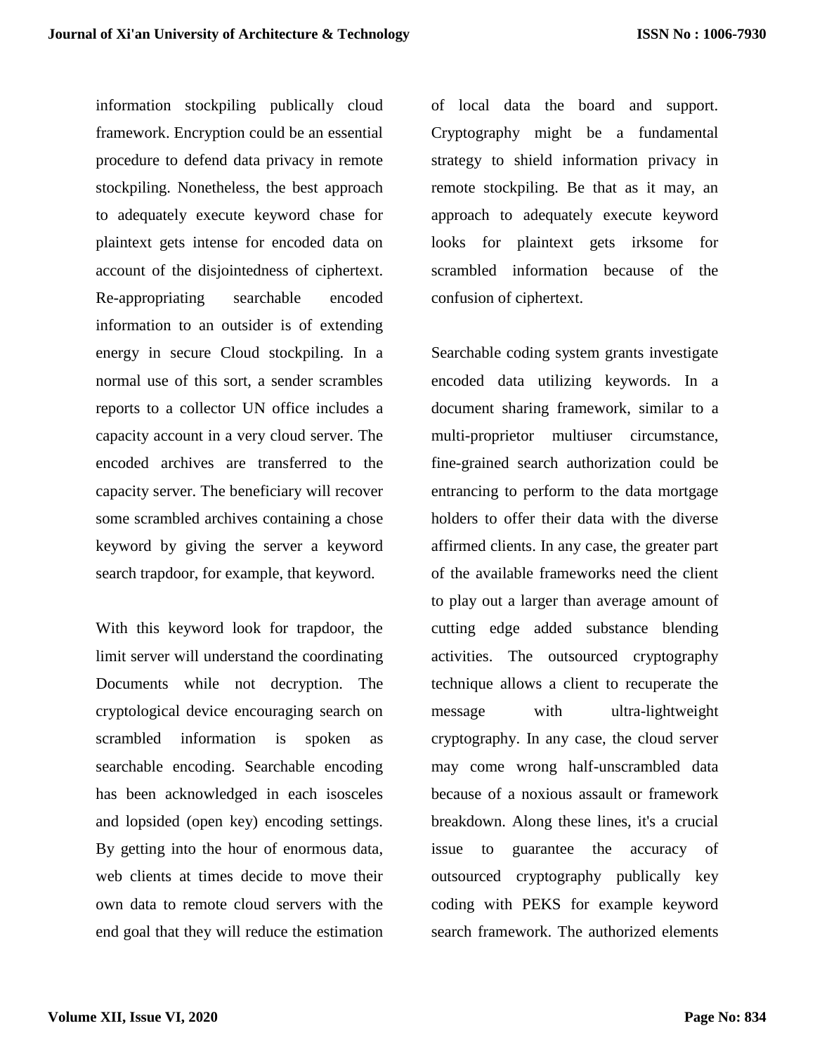information stockpiling publically cloud framework. Encryption could be an essential procedure to defend data privacy in remote stockpiling. Nonetheless, the best approach to adequately execute keyword chase for plaintext gets intense for encoded data on account of the disjointedness of ciphertext. Re-appropriating searchable encoded information to an outsider is of extending energy in secure Cloud stockpiling. In a normal use of this sort, a sender scrambles reports to a collector UN office includes a capacity account in a very cloud server. The encoded archives are transferred to the capacity server. The beneficiary will recover some scrambled archives containing a chose keyword by giving the server a keyword search trapdoor, for example, that keyword.

With this keyword look for trapdoor, the limit server will understand the coordinating Documents while not decryption. The cryptological device encouraging search on scrambled information is spoken as searchable encoding. Searchable encoding has been acknowledged in each isosceles and lopsided (open key) encoding settings. By getting into the hour of enormous data, web clients at times decide to move their own data to remote cloud servers with the end goal that they will reduce the estimation of local data the board and support. Cryptography might be a fundamental strategy to shield information privacy in remote stockpiling. Be that as it may, an approach to adequately execute keyword looks for plaintext gets irksome for scrambled information because of the confusion of ciphertext.

Searchable coding system grants investigate encoded data utilizing keywords. In a document sharing framework, similar to a multi-proprietor multiuser circumstance, fine-grained search authorization could be entrancing to perform to the data mortgage holders to offer their data with the diverse affirmed clients. In any case, the greater part of the available frameworks need the client to play out a larger than average amount of cutting edge added substance blending activities. The outsourced cryptography technique allows a client to recuperate the message with ultra-lightweight cryptography. In any case, the cloud server may come wrong half-unscrambled data because of a noxious assault or framework breakdown. Along these lines, it's a crucial issue to guarantee the accuracy of outsourced cryptography publically key coding with PEKS for example keyword search framework. The authorized elements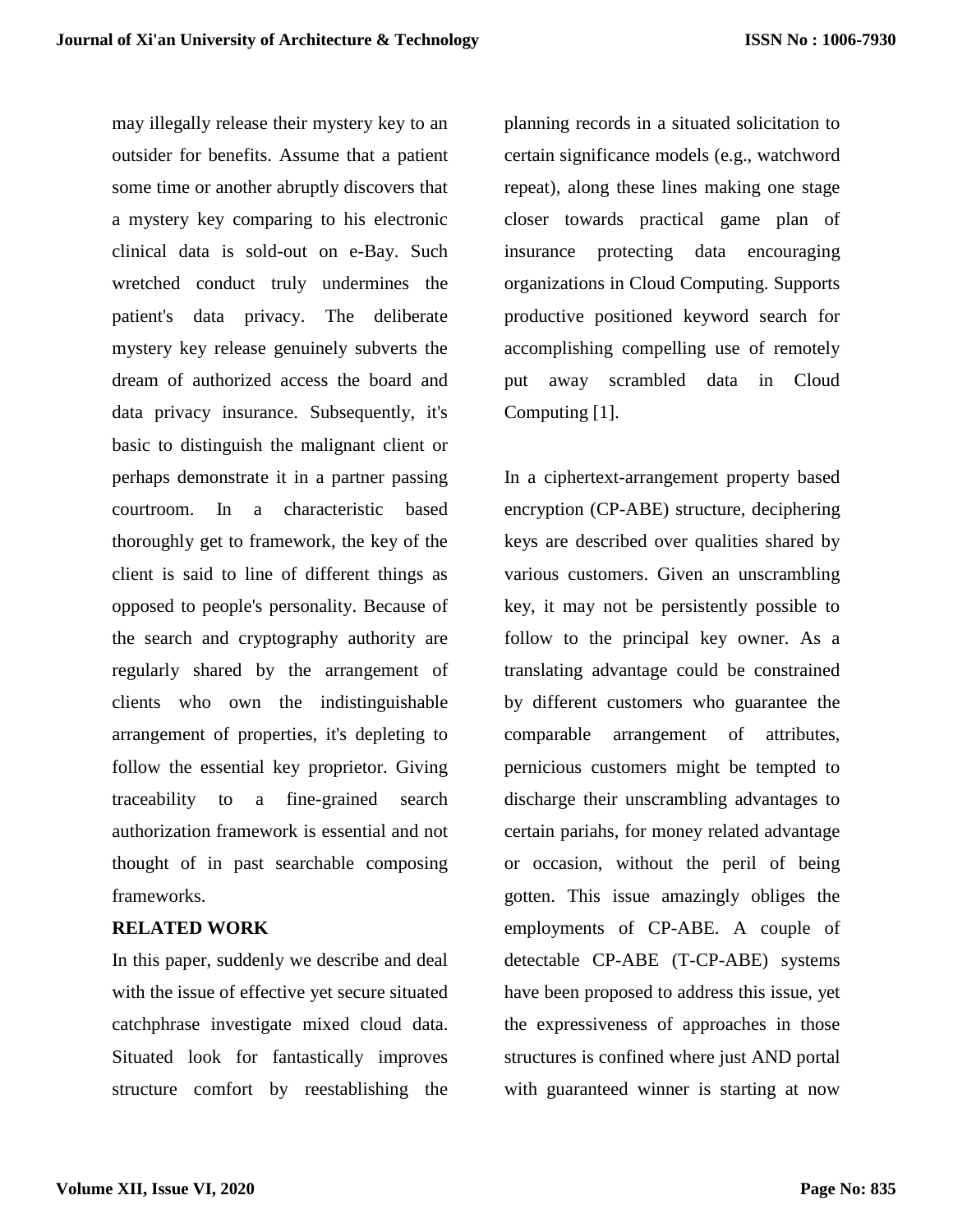may illegally release their mystery key to an outsider for benefits. Assume that a patient some time or another abruptly discovers that a mystery key comparing to his electronic clinical data is sold-out on e-Bay. Such wretched conduct truly undermines the patient's data privacy. The deliberate mystery key release genuinely subverts the dream of authorized access the board and data privacy insurance. Subsequently, it's basic to distinguish the malignant client or perhaps demonstrate it in a partner passing courtroom. In a characteristic based thoroughly get to framework, the key of the client is said to line of different things as opposed to people's personality. Because of the search and cryptography authority are regularly shared by the arrangement of clients who own the indistinguishable arrangement of properties, it's depleting to follow the essential key proprietor. Giving traceability to a fine-grained search authorization framework is essential and not thought of in past searchable composing frameworks.

## RELATED WORK

In this paper, suddenly we describe and deal with the issue of effective yet secure situated catchphrase investigate mixed cloud data. Situated look for fantastically improves structure comfort by reestablishing the planning records in a situated solicitation to certain significance models (e.g., watchword repeat), along these lines making one stage closer towards practical game plan of insurance protecting data encouraging organizations in Cloud Computing. Supports productive positioned keyword search for accomplishing compelling use of remotely put away scrambled data in Cloud Computing [1].

In a ciphertext-arrangement property based encryption (CP-ABE) structure, deciphering keys are described over qualities shared by various customers. Given an unscrambling key, it may not be persistently possible to follow to the principal key owner. As a translating advantage could be constrained by different customers who guarantee the comparable arrangement of attributes, pernicious customers might be tempted to discharge their unscrambling advantages to certain pariahs, for money related advantage or occasion, without the peril of being gotten. This issue amazingly obliges the employments of CP-ABE. A couple of detectable CP-ABE (T-CP-ABE) systems have been proposed to address this issue, yet the expressiveness of approaches in those structures is confined where just AND portal with guaranteed winner is starting at now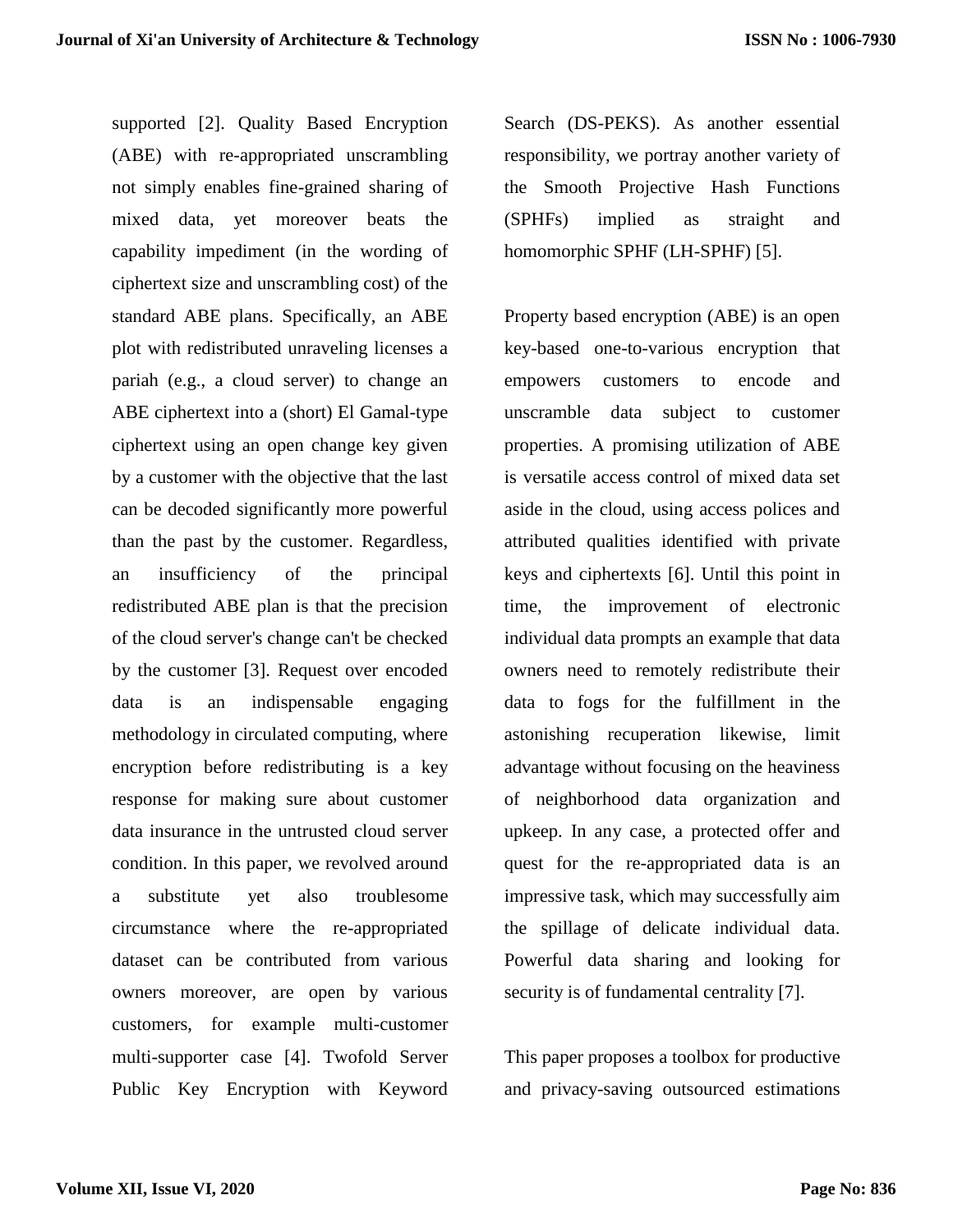supported [2]. Quality Based Encryption (ABE) with re-appropriated unscrambling not simply enables fine-grained sharing of mixed data, yet moreover beats the capability impediment (in the wording of ciphertext size and unscrambling cost) of the standard ABE plans. Specifically, an ABE plot with redistributed unraveling licenses a pariah (e.g., a cloud server) to change an ABE ciphertext into a (short) El Gamal-type ciphertext using an open change key given by a customer with the objective that the last can be decoded significantly more powerful than the past by the customer. Regardless, an insufficiency of the principal redistributed ABE plan is that the precision of the cloud server's change can't be checked by the customer [3]. Request over encoded data is an indispensable engaging methodology in circulated computing, where encryption before redistributing is a key response for making sure about customer data insurance in the untrusted cloud server condition. In this paper, we revolved around a substitute yet also troublesome circumstance where the re-appropriated dataset can be contributed from various owners moreover, are open by various customers, for example multi-customer multi-supporter case [4]. Twofold Server Public Key Encryption with Keyword Search (DS-PEKS). As another essential responsibility, we portray another variety of the Smooth Projective Hash Functions (SPHFs) implied as straight and homomorphic SPHF (LH-SPHF) [5].

Property based encryption (ABE) is an open key-based one-to-various encryption that empowers customers to encode and unscramble data subject to customer properties. A promising utilization of ABE is versatile access control of mixed data set aside in the cloud, using access polices and attributed qualities identified with private keys and ciphertexts [6]. Until this point in time, the improvement of electronic individual data prompts an example that data owners need to remotely redistribute their data to fogs for the fulfillment in the astonishing recuperation likewise, limit advantage without focusing on the heaviness of neighborhood data organization and upkeep. In any case, a protected offer and quest for the re-appropriated data is an impressive task, which may successfully aim the spillage of delicate individual data. Powerful data sharing and looking for security is of fundamental centrality [7].

This paper proposes a toolbox for productive and privacy-saving outsourced estimations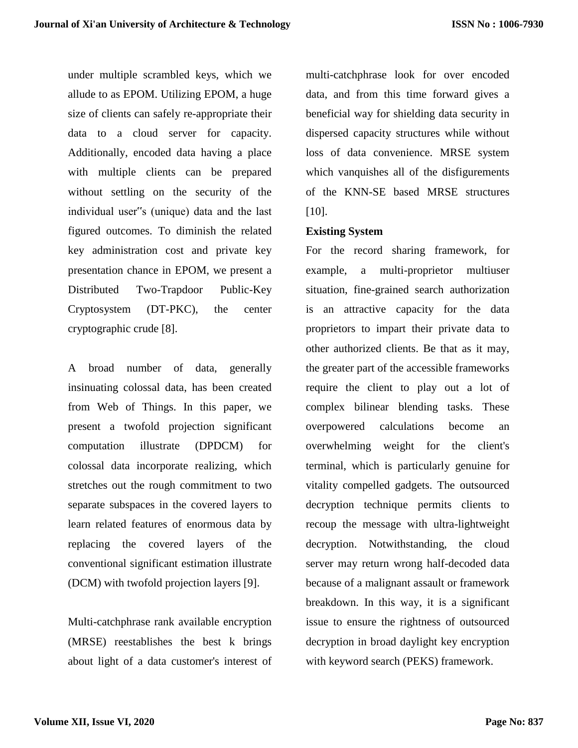under multiple scrambled keys, which we allude to as EPOM. Utilizing EPOM, a huge size of clients can safely re-appropriate their data to a cloud server for capacity. Additionally, encoded data having a place with multiple clients can be prepared without settling on the security of the individual user‟s (unique) data and the last figured outcomes. To diminish the related key administration cost and private key presentation chance in EPOM, we present a Distributed Two-Trapdoor Public-Key Cryptosystem (DT-PKC), the center cryptographic crude [8].

A broad number of data, generally insinuating colossal data, has been created from Web of Things. In this paper, we present a twofold projection significant computation illustrate (DPDCM) for colossal data incorporate realizing, which stretches out the rough commitment to two separate subspaces in the covered layers to learn related features of enormous data by replacing the covered layers of the conventional significant estimation illustrate (DCM) with twofold projection layers [9].

Multi-catchphrase rank available encryption (MRSE) reestablishes the best k brings about light of a data customer's interest of multi-catchphrase look for over encoded data, and from this time forward gives a beneficial way for shielding data security in dispersed capacity structures while without loss of data convenience. MRSE system which vanquishes all of the disfigurements of the KNN-SE based MRSE structures [10].

**Existing System**

For the record sharing framework, for example, a multi-proprietor multiuser situation, fine-grained search authorization is an attractive capacity for the data proprietors to impart their private data to other authorized clients. Be that as it may, the greater part of the accessible frameworks require the client to play out a lot of complex bilinear blending tasks. These overpowered calculations become an overwhelming weight for the client's terminal, which is particularly genuine for vitality compelled gadgets. The outsourced decryption technique permits clients to recoup the message with ultra-lightweight decryption. Notwithstanding, the cloud server may return wrong half-decoded data because of a malignant assault or framework breakdown. In this way, it is a significant issue to ensure the rightness of outsourced decryption in broad daylight key encryption with keyword search (PEKS) framework.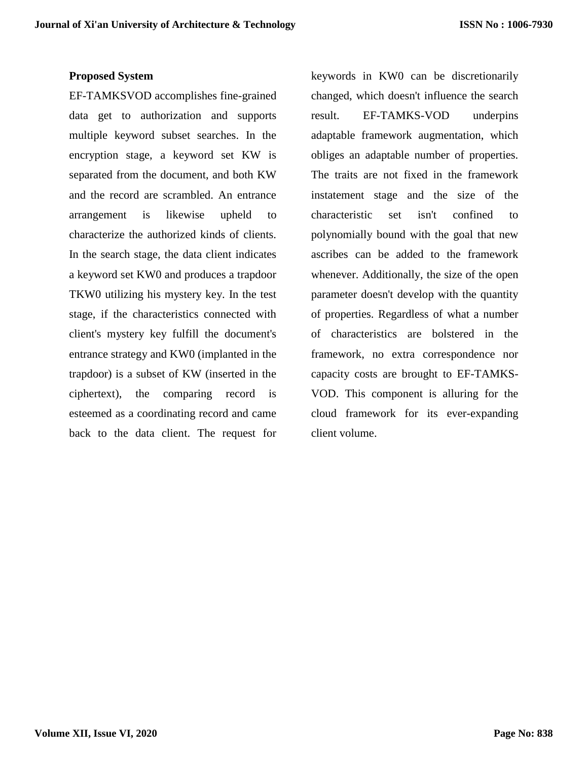**Proposed System**

EF-TAMKSVOD accomplishes fine-grained data get to authorization and supports multiple keyword subset searches. In the encryption stage, a keyword set KW is separated from the document, and both KW and the record are scrambled. An entrance arrangement is likewise upheld to characterize the authorized kinds of clients. In the search stage, the data client indicates a keyword set KW0 and produces a trapdoor TKW0 utilizing his mystery key. In the test stage, if the characteristics connected with client's mystery key fulfill the document's entrance strategy and KW0 (implanted in the trapdoor) is a subset of KW (inserted in the ciphertext), the comparing record is esteemed as a coordinating record and came back to the data client. The request for keywords in KW0 can be discretionarily changed, which doesn't influence the search result. EF-TAMKS-VOD underpins adaptable framework augmentation, which obliges an adaptable number of properties. The traits are not fixed in the framework instatement stage and the size of the characteristic set isn't confined to polynomially bound with the goal that new ascribes can be added to the framework whenever. Additionally, the size of the open parameter doesn't develop with the quantity of properties. Regardless of what a number of characteristics are bolstered in the framework, no extra correspondence nor capacity costs are brought to EF-TAMKS-VOD. This component is alluring for the cloud framework for its ever-expanding client volume.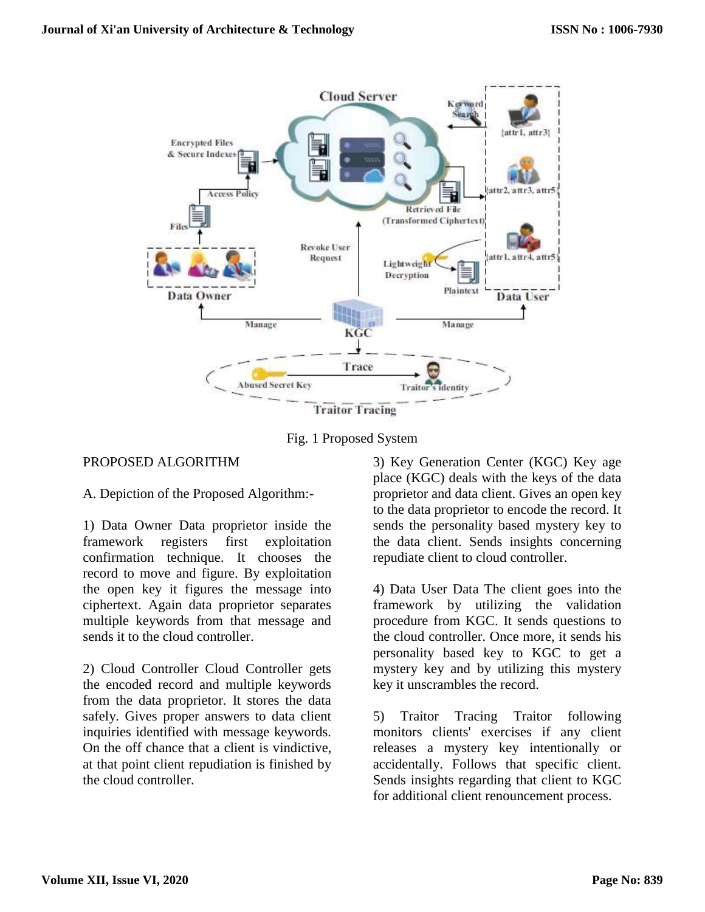Fig. 1 Proposed System

## PROPOSED ALGORITHM

### A. Depiction of the Proposed Algorithm:-

1) Data Owner Data proprietor inside the framework registers first exploitation confirmation technique. It chooses the record to move and figure. By exploitation the open key it figures the message into ciphertext. Again data proprietor separates multiple keywords from that message and sends it to the cloud controller.

2) Cloud Controller Cloud Controller gets the encoded record and multiple keywords from the data proprietor. It stores the data safely. Gives proper answers to data client inquiries identified with message keywords. On the off chance that a client is vindictive, at that point client repudiation is finished by the cloud controller.

3) Key Generation Center (KGC) Key age place (KGC) deals with the keys of the data proprietor and data client. Gives an open key to the data proprietor to encode the record. It sends the personality based mystery key to the data client. Sends insights concerning repudiate client to cloud controller.

4) Data User Data The client goes into the framework by utilizing the validation procedure from KGC. It sends questions to the cloud controller. Once more, it sends his personality based key to KGC to get a mystery key and by utilizing this mystery key it unscrambles the record.

5) Traitor Tracing Traitor following monitors clients' exercises if any client releases a mystery key intentionally or accidentally. Follows that specific client. Sends insights regarding that client to KGC for additional client renouncement process.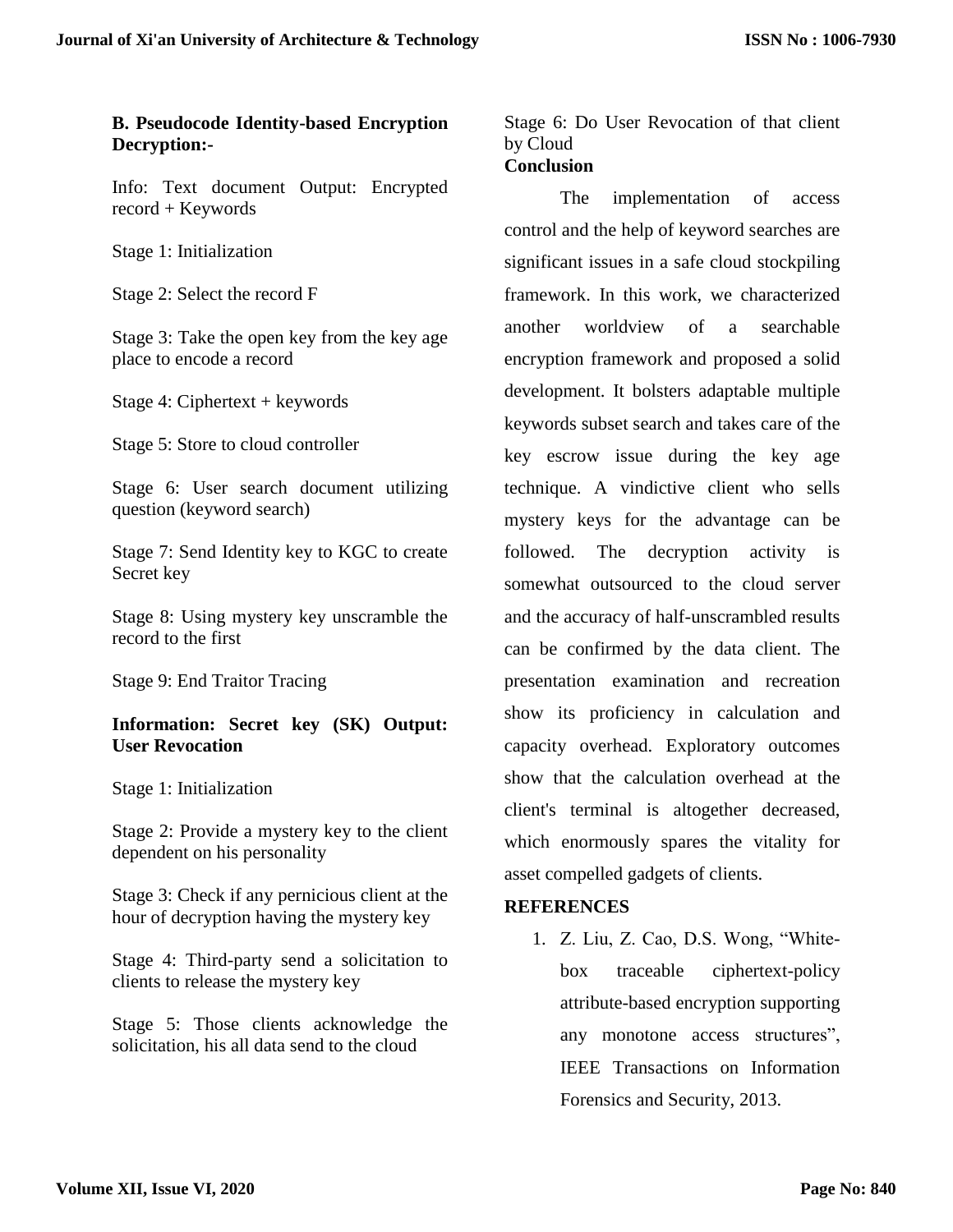**B. Pseudocode Identity-based Encryption Decryption:-**

Info: Text document Output: Encrypted record + Keywords

Stage 1: Initialization

Stage 2: Select the record F

Stage 3: Take the open key from the key age place to encode a record

Stage 4: Ciphertext + keywords

Stage 5: Store to cloud controller

Stage 6: User search document utilizing question (keyword search)

Stage 7: Send Identity key to KGC to create Secret key

Stage 8: Using mystery key unscramble the record to the first

Stage 9: End Traitor Tracing

**Information: Secret key (SK) Output: User Revocation**

Stage 1: Initialization

Stage 2: Provide a mystery key to the client dependent on his personality

Stage 3: Check if any pernicious client at the hour of decryption having the mystery key

Stage 4: Third-party send a solicitation to clients to release the mystery key

Stage 5: Those clients acknowledge the solicitation, his all data send to the cloud

Stage 6: Do User Revocation of that client by Cloud

**Conclusion**

The implementation of access control and the help of keyword searches are significant issues in a safe cloud stockpiling framework. In this work, we characterized another worldview of a searchable encryption framework and proposed a solid development. It bolsters adaptable multiple keywords subset search and takes care of the key escrow issue during the key age technique. A vindictive client who sells mystery keys for the advantage can be followed. The decryption activity is somewhat outsourced to the cloud server and the accuracy of half-unscrambled results can be confirmed by the data client. The presentation examination and recreation show its proficiency in calculation and capacity overhead. Exploratory outcomes show that the calculation overhead at the client's terminal is altogether decreased, which enormously spares the vitality for asset compelled gadgets of clients.

**REFERENCES**

1. Z. Liu, Z. Cao, D.S. Wong, "White-box traceable ciphertext-policy attribute-based encryption supporting any monotone access structures", IEEE Transactions on Information Forensics and Security, 2013.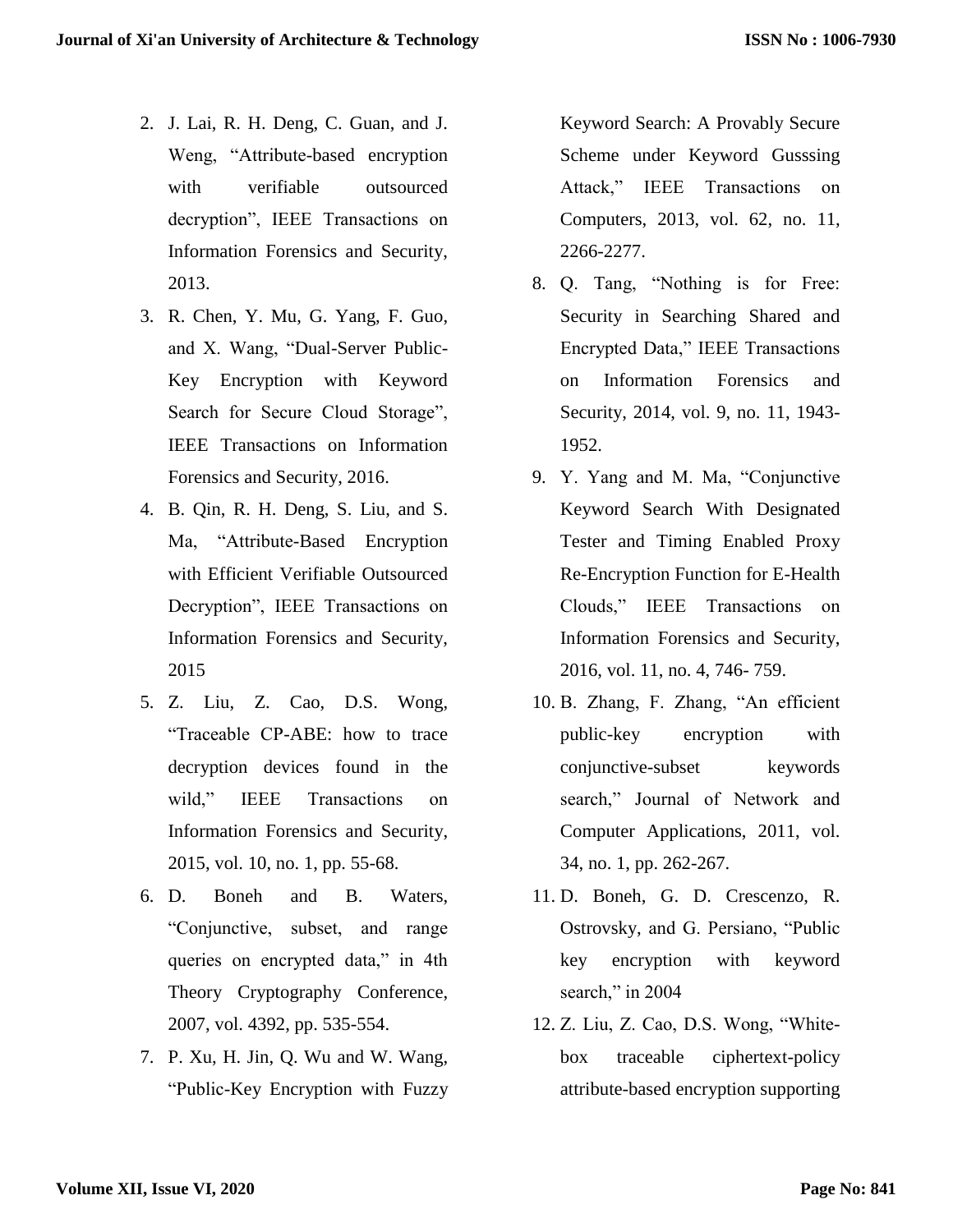2. J. Lai, R. H. Deng, C. Guan, and J. Weng, “Attribute-based encryption with verifiable outsourced decryption”, IEEE Transactions on Information Forensics and Security, 2013.
3. R. Chen, Y. Mu, G. Yang, F. Guo, and X. Wang, “Dual-Server Public-Key Encryption with Keyword Search for Secure Cloud Storage”, IEEE Transactions on Information Forensics and Security, 2016.
4. B. Qin, R. H. Deng, S. Liu, and S. Ma, “Attribute-Based Encryption with Efficient Verifiable Outsourced Decryption”, IEEE Transactions on Information Forensics and Security, 2015
5. Z. Liu, Z. Cao, D.S. Wong, “Traceable CP-ABE: how to trace decryption devices found in the wild,” IEEE Transactions on Information Forensics and Security, 2015, vol. 10, no. 1, pp. 55-68.
6. D. Boneh and B. Waters, “Conjunctive, subset, and range queries on encrypted data,” in 4th Theory Cryptography Conference, 2007, vol. 4392, pp. 535-554.
7. P. Xu, H. Jin, Q. Wu and W. Wang, “Public-Key Encryption with Fuzzy Keyword Search: A Provably Secure Scheme under Keyword Gusssing Attack,” IEEE Transactions on Computers, 2013, vol. 62, no. 11, 2266-2277.
8. Q. Tang, “Nothing is for Free: Security in Searching Shared and Encrypted Data,” IEEE Transactions on Information Forensics and Security, 2014, vol. 9, no. 11, 1943-1952.
9. Y. Yang and M. Ma, “Conjunctive Keyword Search With Designated Tester and Timing Enabled Proxy Re-Encryption Function for E-Health Clouds,” IEEE Transactions on Information Forensics and Security, 2016, vol. 11, no. 4, 746- 759.
10. B. Zhang, F. Zhang, “An efficient public-key encryption with conjunctive-subset keywords search,” Journal of Network and Computer Applications, 2011, vol. 34, no. 1, pp. 262-267.
11. D. Boneh, G. D. Crescenzo, R. Ostrovsky, and G. Persiano, “Public key encryption with keyword search,” in 2004
12. Z. Liu, Z. Cao, D.S. Wong, “White-box traceable ciphertext-policy attribute-based encryption supporting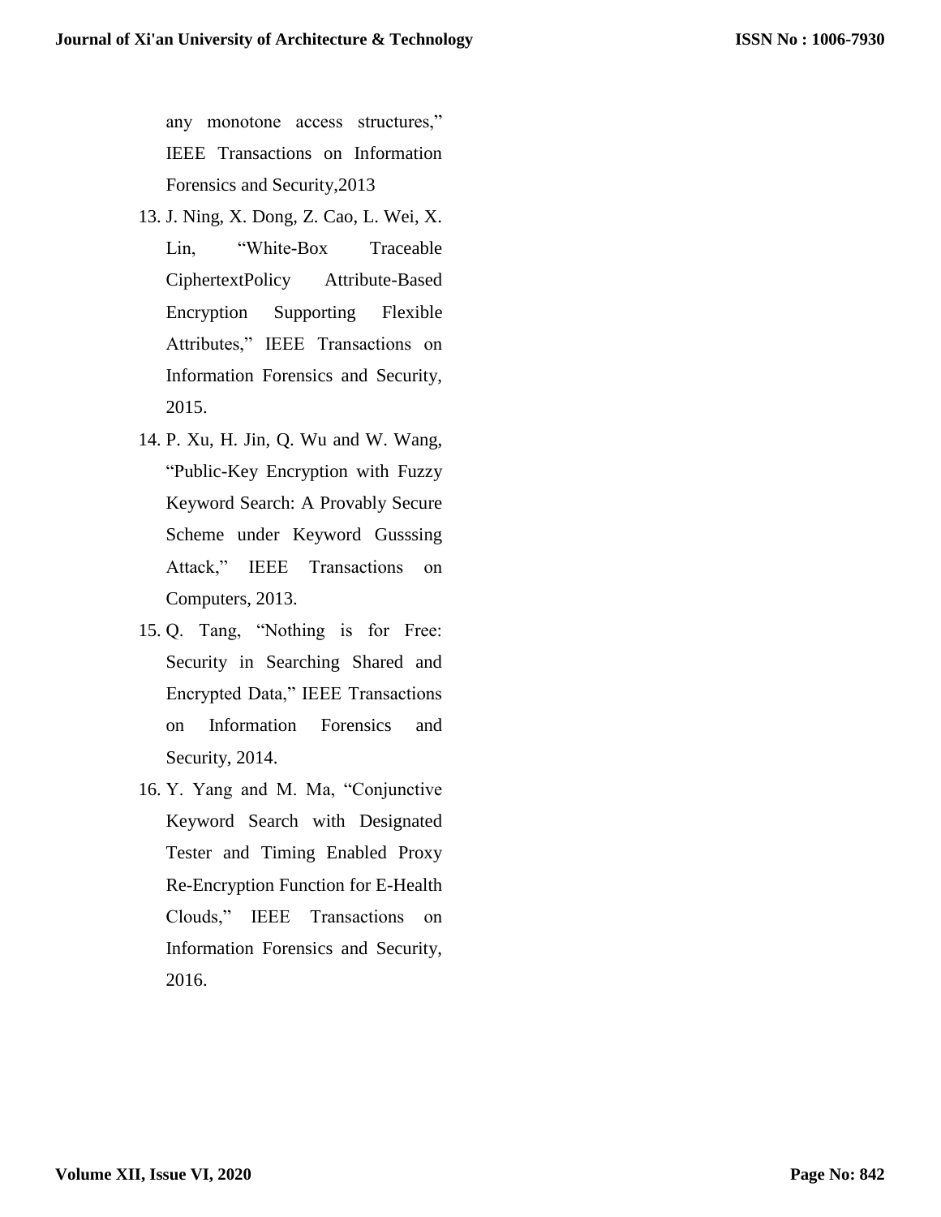any monotone access structures," IEEE Transactions on Information Forensics and Security,2013

13. J. Ning, X. Dong, Z. Cao, L. Wei, X. Lin, "White-Box Traceable CiphertextPolicy Attribute-Based Encryption Supporting Flexible Attributes," IEEE Transactions on Information Forensics and Security, 2015.
14. P. Xu, H. Jin, Q. Wu and W. Wang, "Public-Key Encryption with Fuzzy Keyword Search: A Provably Secure Scheme under Keyword Gusssing Attack," IEEE Transactions on Computers, 2013.
15. Q. Tang, "Nothing is for Free: Security in Searching Shared and Encrypted Data," IEEE Transactions on Information Forensics and Security, 2014.
16. Y. Yang and M. Ma, "Conjunctive Keyword Search with Designated Tester and Timing Enabled Proxy Re-Encryption Function for E-Health Clouds," IEEE Transactions on Information Forensics and Security, 2016.